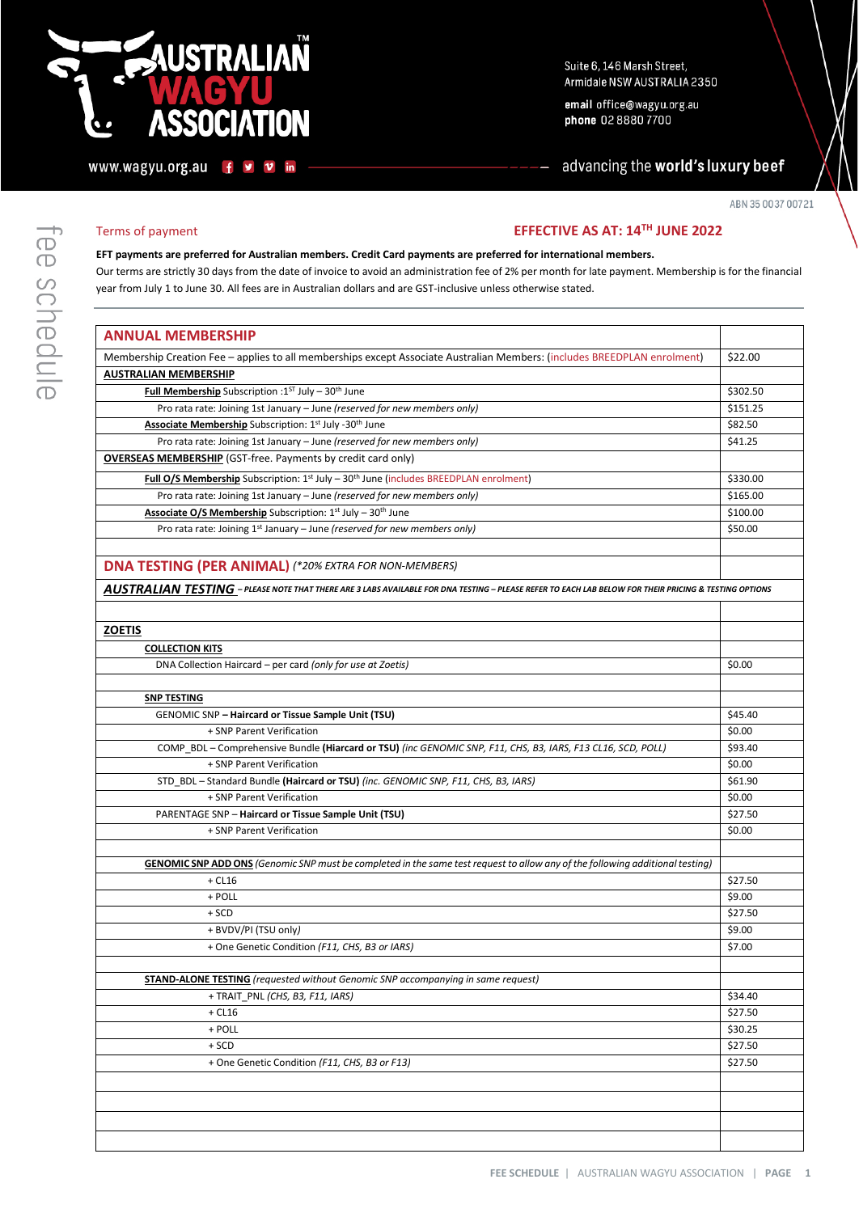# AUSTRALIAN WAGYU ASSOCIATION

Suite 6, 146 Marsh Street,
Armidale NSW AUSTRALIA 2350

**email** office@wagyu.org.au
**phone** 02 8880 7700

www.wagyu.org.au

advancing the **world's luxury beef**

ABN 35 0037 00721

fee schedule

Terms of payment

**EFFECTIVE AS AT: 14TH JUNE 2022**

**EFT payments are preferred for Australian members. Credit Card payments are preferred for international members.**

Our terms are strictly 30 days from the date of invoice to avoid an administration fee of 2% per month for late payment. Membership is for the financial year from July 1 to June 30. All fees are in Australian dollars and are GST-inclusive unless otherwise stated.

| ANNUAL MEMBERSHIP | |
|---|---|
| Membership Creation Fee – applies to all memberships except Associate Australian Members: (includes BREEDPLAN enrolment) | $22.00 |
| **AUSTRALIAN MEMBERSHIP** | |
| **Full Membership** Subscription :1ST July – 30th June | $302.50 |
| Pro rata rate: Joining 1st January – June *(reserved for new members only)* | $151.25 |
| **Associate Membership** Subscription: 1st July -30th June | $82.50 |
| Pro rata rate: Joining 1st January – June *(reserved for new members only)* | $41.25 |
| **OVERSEAS MEMBERSHIP** (GST-free. Payments by credit card only) | |
| **Full O/S Membership** Subscription: 1st July – 30th June (includes BREEDPLAN enrolment) | $330.00 |
| Pro rata rate: Joining 1st January – June *(reserved for new members only)* | $165.00 |
| **Associate O/S Membership** Subscription: 1st July – 30th June | $100.00 |
| Pro rata rate: Joining 1st January – June *(reserved for new members only)* | $50.00 |
| | |
| **DNA TESTING (PER ANIMAL)** *(\*20% EXTRA FOR NON-MEMBERS)* | |
| ***AUSTRALIAN TESTING*** – *PLEASE NOTE THAT THERE ARE 3 LABS AVAILABLE FOR DNA TESTING – PLEASE REFER TO EACH LAB BELOW FOR THEIR PRICING & TESTING OPTIONS* | |
| | |
| **ZOETIS** | |
| **COLLECTION KITS** | |
| DNA Collection Haircard – per card *(only for use at Zoetis)* | $0.00 |
| | |
| **SNP TESTING** | |
| GENOMIC SNP **– Haircard or Tissue Sample Unit (TSU)** | $45.40 |
| + SNP Parent Verification | $0.00 |
| COMP_BDL – Comprehensive Bundle **(Hiarcard or TSU)** *(inc GENOMIC SNP, F11, CHS, B3, IARS, F13 CL16, SCD, POLL)* | $93.40 |
| + SNP Parent Verification | $0.00 |
| STD_BDL – Standard Bundle **(Haircard or TSU)** *(inc. GENOMIC SNP, F11, CHS, B3, IARS)* | $61.90 |
| + SNP Parent Verification | $0.00 |
| PARENTAGE SNP – **Haircard or Tissue Sample Unit (TSU)** | $27.50 |
| + SNP Parent Verification | $0.00 |
| | |
| **GENOMIC SNP ADD ONS** *(Genomic SNP must be completed in the same test request to allow any of the following additional testing)* | |
| + CL16 | $27.50 |
| + POLL | $9.00 |
| + SCD | $27.50 |
| + BVDV/PI (TSU *only)* | $9.00 |
| + One Genetic Condition *(F11, CHS, B3 or IARS)* | $7.00 |
| | |
| **STAND-ALONE TESTING** *(requested without Genomic SNP accompanying in same request)* | |
| + TRAIT_PNL *(CHS, B3, F11, IARS)* | $34.40 |
| + CL16 | $27.50 |
| + POLL | $30.25 |
| + SCD | $27.50 |
| + One Genetic Condition *(F11, CHS, B3 or F13)* | $27.50 |
| | |
| | |
| | |
| | |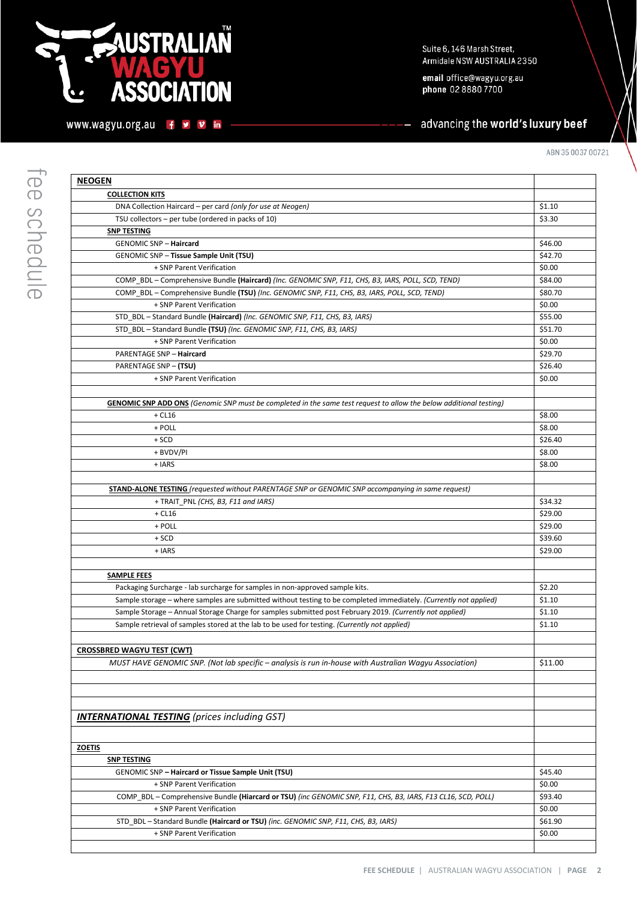Suite 6, 146 Marsh Street,
Armidale NSW AUSTRALIA 2350

**email** office@wagyu.org.au
**phone** 02 8880 7700

www.wagyu.org.au

advancing the **world's luxury beef**

ABN 35 0037 00721

fee schedule

| **NEOGEN** | |
|---|---|
| **COLLECTION KITS** | |
| DNA Collection Haircard – per card *(only for use at Neogen)* | $1.10 |
| TSU collectors – per tube (ordered in packs of 10) | $3.30 |
| **SNP TESTING** | |
| GENOMIC SNP – **Haircard** | $46.00 |
| GENOMIC SNP – **Tissue Sample Unit (TSU)** | $42.70 |
| + SNP Parent Verification | $0.00 |
| COMP_BDL – Comprehensive Bundle **(Haircard)** *(Inc. GENOMIC SNP, F11, CHS, B3, IARS, POLL, SCD, TEND)* | $84.00 |
| COMP_BDL – Comprehensive Bundle **(TSU)** *(Inc. GENOMIC SNP, F11, CHS, B3, IARS, POLL, SCD, TEND)* | $80.70 |
| + SNP Parent Verification | $0.00 |
| STD_BDL – Standard Bundle **(Haircard)** *(Inc. GENOMIC SNP, F11, CHS, B3, IARS)* | $55.00 |
| STD_BDL – Standard Bundle **(TSU)** *(Inc. GENOMIC SNP, F11, CHS, B3, IARS)* | $51.70 |
| + SNP Parent Verification | $0.00 |
| PARENTAGE SNP – **Haircard** | $29.70 |
| PARENTAGE SNP – **(TSU)** | $26.40 |
| + SNP Parent Verification | $0.00 |
| | |
| **GENOMIC SNP ADD ONS** *(Genomic SNP must be completed in the same test request to allow the below additional testing)* | |
| + CL16 | $8.00 |
| + POLL | $8.00 |
| + SCD | $26.40 |
| + BVDV/PI | $8.00 |
| + IARS | $8.00 |
| | |
| **STAND-ALONE TESTING** *(requested without PARENTAGE SNP or GENOMIC SNP accompanying in same request)* | |
| + TRAIT_PNL *(CHS, B3, F11 and IARS)* | $34.32 |
| + CL16 | $29.00 |
| + POLL | $29.00 |
| + SCD | $39.60 |
| + IARS | $29.00 |
| | |
| **SAMPLE FEES** | |
| Packaging Surcharge - lab surcharge for samples in non-approved sample kits. | $2.20 |
| Sample storage – where samples are submitted without testing to be completed immediately. *(Currently not applied)* | $1.10 |
| Sample Storage – Annual Storage Charge for samples submitted post February 2019. *(Currently not applied)* | $1.10 |
| Sample retrieval of samples stored at the lab to be used for testing. *(Currently not applied)* | $1.10 |
| | |
| **CROSSBRED WAGYU TEST (CWT)** | |
| *MUST HAVE GENOMIC SNP. (Not lab specific – analysis is run in-house with Australian Wagyu Association)* | $11.00 |
| | |
| | |
| | |
| ***INTERNATIONAL TESTING*** *(prices including GST)* | |
| | |
| **ZOETIS** | |
| **SNP TESTING** | |
| GENOMIC SNP – **Haircard or Tissue Sample Unit (TSU)** | $45.40 |
| + SNP Parent Verification | $0.00 |
| COMP_BDL – Comprehensive Bundle **(Hiarcard or TSU)** *(inc GENOMIC SNP, F11, CHS, B3, IARS, F13 CL16, SCD, POLL)* | $93.40 |
| + SNP Parent Verification | $0.00 |
| STD_BDL – Standard Bundle **(Haircard or TSU)** *(inc. GENOMIC SNP, F11, CHS, B3, IARS)* | $61.90 |
| + SNP Parent Verification | $0.00 |
| | |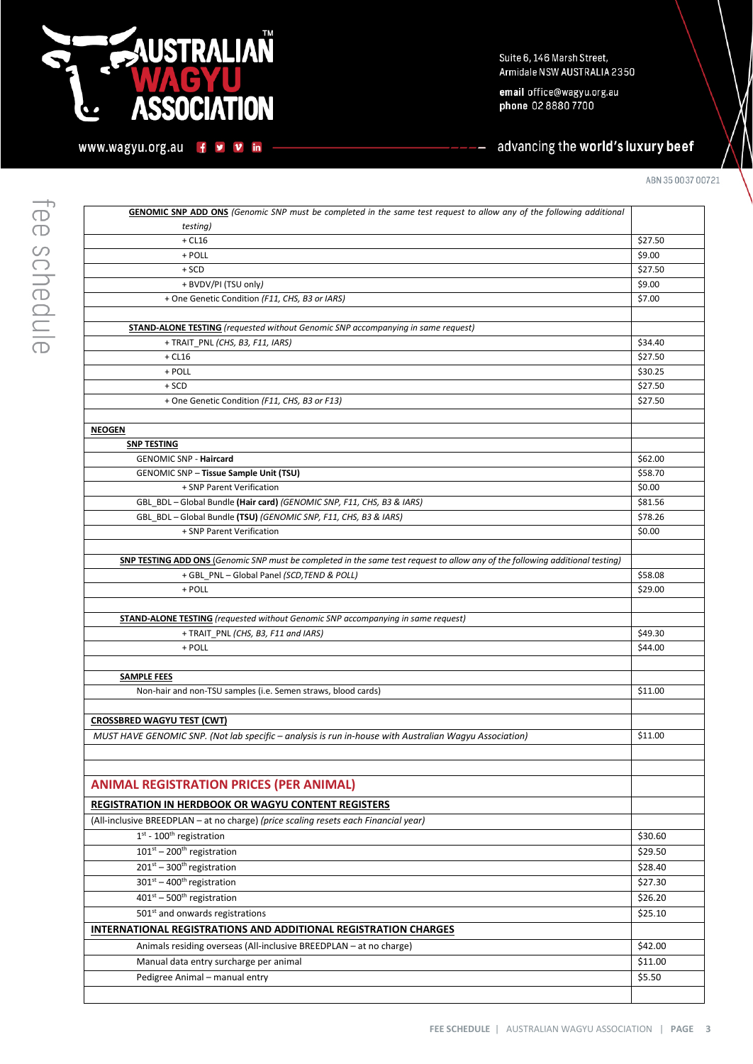| | |
|---|---|
| **GENOMIC SNP ADD ONS** *(Genomic SNP must be completed in the same test request to allow any of the following additional testing)* | |
| + CL16 | $27.50 |
| + POLL | $9.00 |
| + SCD | $27.50 |
| + BVDV/PI (TSU only*)* | $9.00 |
| + One Genetic Condition *(F11, CHS, B3 or IARS)* | $7.00 |
| | |
| **STAND-ALONE TESTING** *(requested without Genomic SNP accompanying in same request)* | |
| + TRAIT_PNL *(CHS, B3, F11, IARS)* | $34.40 |
| + CL16 | $27.50 |
| + POLL | $30.25 |
| + SCD | $27.50 |
| + One Genetic Condition *(F11, CHS, B3 or F13)* | $27.50 |
| | |
| **NEOGEN** | |
| **SNP TESTING** | |
| GENOMIC SNP - **Haircard** | $62.00 |
| GENOMIC SNP – **Tissue Sample Unit (TSU)** | $58.70 |
| + SNP Parent Verification | $0.00 |
| GBL_BDL – Global Bundle **(Hair card)** *(GENOMIC SNP, F11, CHS, B3 & IARS)* | $81.56 |
| GBL_BDL – Global Bundle **(TSU)** *(GENOMIC SNP, F11, CHS, B3 & IARS)* | $78.26 |
| + SNP Parent Verification | $0.00 |
| | |
| **SNP TESTING ADD ONS** *(Genomic SNP must be completed in the same test request to allow any of the following additional testing)* | |
| + GBL_PNL – Global Panel *(SCD,TEND & POLL)* | $58.08 |
| + POLL | $29.00 |
| | |
| **STAND-ALONE TESTING** *(requested without Genomic SNP accompanying in same request)* | |
| + TRAIT_PNL *(CHS, B3, F11 and IARS)* | $49.30 |
| + POLL | $44.00 |
| | |
| **SAMPLE FEES** | |
| Non-hair and non-TSU samples (i.e. Semen straws, blood cards) | $11.00 |
| | |
| **CROSSBRED WAGYU TEST (CWT)** | |
| *MUST HAVE GENOMIC SNP. (Not lab specific – analysis is run in-house with Australian Wagyu Association)* | $11.00 |
| | |
| | |
| **ANIMAL REGISTRATION PRICES (PER ANIMAL)** | |
| **REGISTRATION IN HERDBOOK OR WAGYU CONTENT REGISTERS** | |
| (All-inclusive BREEDPLAN – at no charge) *(price scaling resets each Financial year)* | |
| 1st - 100th registration | $30.60 |
| 101st – 200th registration | $29.50 |
| 201st – 300th registration | $28.40 |
| 301st – 400th registration | $27.30 |
| 401st – 500th registration | $26.20 |
| 501st and onwards registrations | $25.10 |
| **INTERNATIONAL REGISTRATIONS AND ADDITIONAL REGISTRATION CHARGES** | |
| Animals residing overseas (All-inclusive BREEDPLAN – at no charge) | $42.00 |
| Manual data entry surcharge per animal | $11.00 |
| Pedigree Animal – manual entry | $5.50 |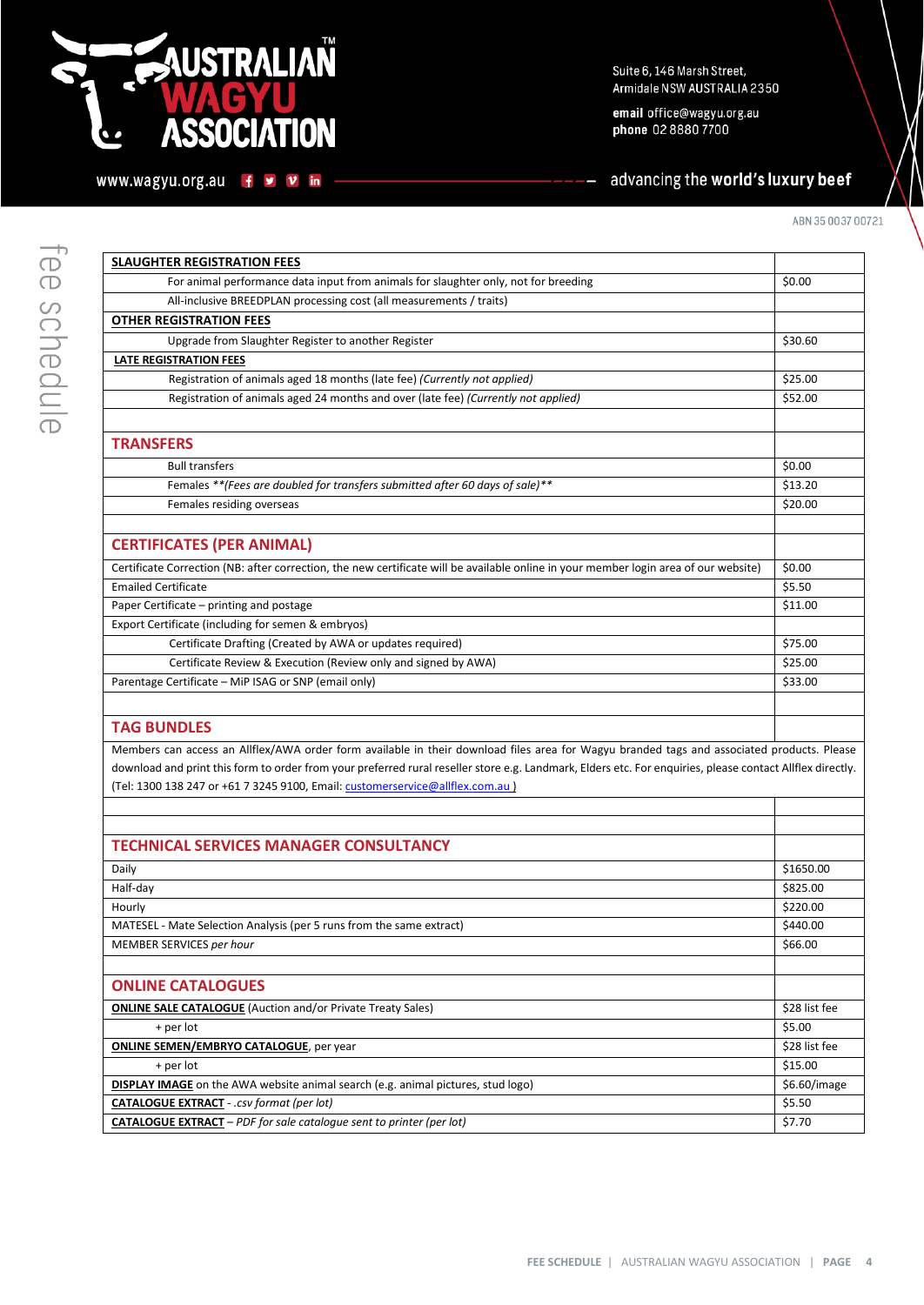| SLAUGHTER REGISTRATION FEES | |
|---|---|
| For animal performance data input from animals for slaughter only, not for breeding | $0.00 |
| All-inclusive BREEDPLAN processing cost (all measurements / traits) | |
| **OTHER REGISTRATION FEES** | |
| Upgrade from Slaughter Register to another Register | $30.60 |
| **LATE REGISTRATION FEES** | |
| Registration of animals aged 18 months (late fee) *(Currently not applied)* | $25.00 |
| Registration of animals aged 24 months and over (late fee) *(Currently not applied)* | $52.00 |
| | |
| **TRANSFERS** | |
| Bull transfers | $0.00 |
| Females *\*\*(Fees are doubled for transfers submitted after 60 days of sale)\*\** | $13.20 |
| Females residing overseas | $20.00 |
| | |
| **CERTIFICATES (PER ANIMAL)** | |
| Certificate Correction (NB: after correction, the new certificate will be available online in your member login area of our website) | $0.00 |
| Emailed Certificate | $5.50 |
| Paper Certificate – printing and postage | $11.00 |
| Export Certificate (including for semen & embryos) | |
| Certificate Drafting (Created by AWA or updates required) | $75.00 |
| Certificate Review & Execution (Review only and signed by AWA) | $25.00 |
| Parentage Certificate – MiP ISAG or SNP (email only) | $33.00 |
| | |
| **TAG BUNDLES** | |
| Members can access an Allflex/AWA order form available in their download files area for Wagyu branded tags and associated products. Please download and print this form to order from your preferred rural reseller store e.g. Landmark, Elders etc. For enquiries, please contact Allflex directly. (Tel: 1300 138 247 or +61 7 3245 9100, Email: customerservice@allflex.com.au ) | |
| | |
| | |
| **TECHNICAL SERVICES MANAGER CONSULTANCY** | |
| Daily | $1650.00 |
| Half-day | $825.00 |
| Hourly | $220.00 |
| MATESEL - Mate Selection Analysis (per 5 runs from the same extract) | $440.00 |
| MEMBER SERVICES *per hour* | $66.00 |
| | |
| **ONLINE CATALOGUES** | |
| **ONLINE SALE CATALOGUE** (Auction and/or Private Treaty Sales) | $28 list fee |
| + per lot | $5.00 |
| **ONLINE SEMEN/EMBRYO CATALOGUE**, per year | $28 list fee |
| + per lot | $15.00 |
| **DISPLAY IMAGE** on the AWA website animal search (e.g. animal pictures, stud logo) | $6.60/image |
| **CATALOGUE EXTRACT** - *.csv format (per lot)* | $5.50 |
| **CATALOGUE EXTRACT** – *PDF for sale catalogue sent to printer (per lot)* | $7.70 |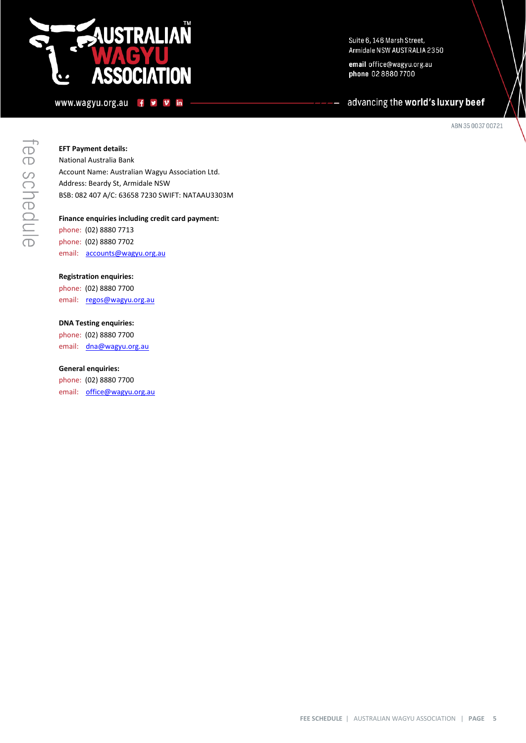**EFT Payment details:**
National Australia Bank
Account Name: Australian Wagyu Association Ltd.
Address: Beardy St, Armidale NSW
BSB: 082 407 A/C: 63658 7230 SWIFT: NATAAU3303M

**Finance enquiries including credit card payment:**
phone: (02) 8880 7713
phone: (02) 8880 7702
email: accounts@wagyu.org.au

**Registration enquiries:**
phone: (02) 8880 7700
email: regos@wagyu.org.au

**DNA Testing enquiries:**
phone: (02) 8880 7700
email: dna@wagyu.org.au

**General enquiries:**
phone: (02) 8880 7700
email: office@wagyu.org.au